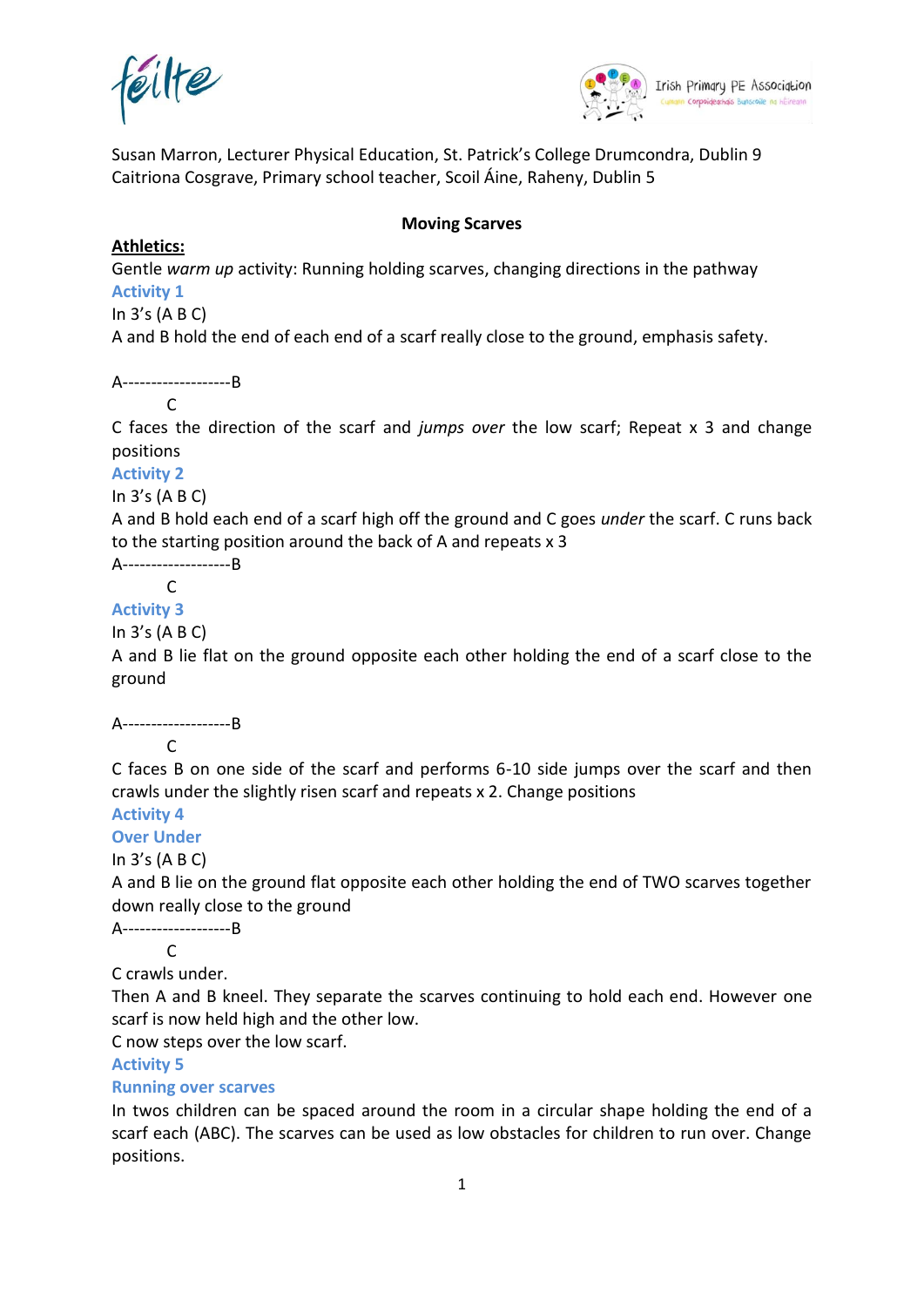Susan Marron, Lecturer Physical Education, St. Patrick's College Drumcondra, Dublin 9
Caitriona Cosgrave, Primary school teacher, Scoil Áine, Raheny, Dublin 5

# Moving Scarves

**Athletics:**

Gentle *warm up* activity: Running holding scarves, changing directions in the pathway

### Activity 1

In 3's (A B C)

A and B hold the end of each end of a scarf really close to the ground, emphasis safety.

```
A-------------------B
        C
```

C faces the direction of the scarf and *jumps over* the low scarf; Repeat x 3 and change positions

### Activity 2

In 3's (A B C)

A and B hold each end of a scarf high off the ground and C goes *under* the scarf. C runs back to the starting position around the back of A and repeats x 3

```
A-------------------B
        C
```

### Activity 3

In 3's (A B C)

A and B lie flat on the ground opposite each other holding the end of a scarf close to the ground

```
A-------------------B
        C
```

C faces B on one side of the scarf and performs 6-10 side jumps over the scarf and then crawls under the slightly risen scarf and repeats x 2. Change positions

### Activity 4

### Over Under

In 3's (A B C)

A and B lie on the ground flat opposite each other holding the end of TWO scarves together down really close to the ground

```
A-------------------B
        C
```

C crawls under.

Then A and B kneel. They separate the scarves continuing to hold each end. However one scarf is now held high and the other low.

C now steps over the low scarf.

### Activity 5

### Running over scarves

In twos children can be spaced around the room in a circular shape holding the end of a scarf each (ABC). The scarves can be used as low obstacles for children to run over. Change positions.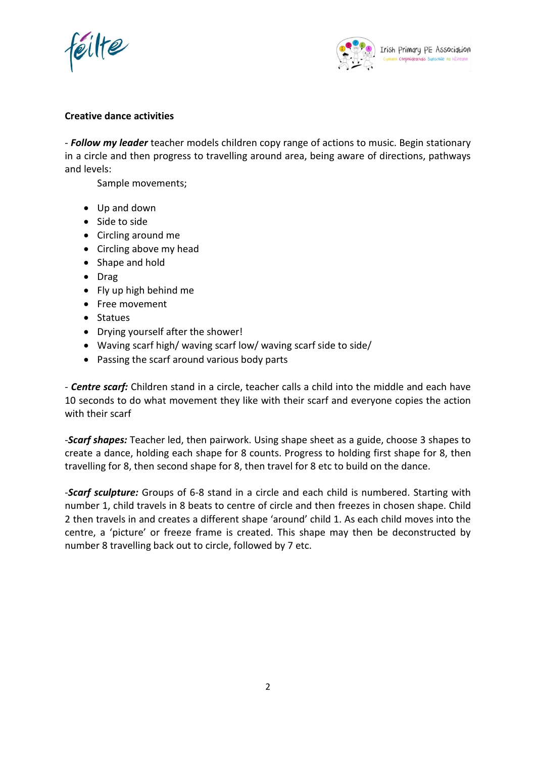**Creative dance activities**

- ***Follow my leader*** teacher models children copy range of actions to music. Begin stationary in a circle and then progress to travelling around area, being aware of directions, pathways and levels:

    Sample movements;

- Up and down
- Side to side
- Circling around me
- Circling above my head
- Shape and hold
- Drag
- Fly up high behind me
- Free movement
- Statues
- Drying yourself after the shower!
- Waving scarf high/ waving scarf low/ waving scarf side to side/
- Passing the scarf around various body parts

- ***Centre scarf:*** Children stand in a circle, teacher calls a child into the middle and each have 10 seconds to do what movement they like with their scarf and everyone copies the action with their scarf

-***Scarf shapes:*** Teacher led, then pairwork. Using shape sheet as a guide, choose 3 shapes to create a dance, holding each shape for 8 counts. Progress to holding first shape for 8, then travelling for 8, then second shape for 8, then travel for 8 etc to build on the dance.

-***Scarf sculpture:*** Groups of 6-8 stand in a circle and each child is numbered. Starting with number 1, child travels in 8 beats to centre of circle and then freezes in chosen shape. Child 2 then travels in and creates a different shape 'around' child 1. As each child moves into the centre, a 'picture' or freeze frame is created. This shape may then be deconstructed by number 8 travelling back out to circle, followed by 7 etc.